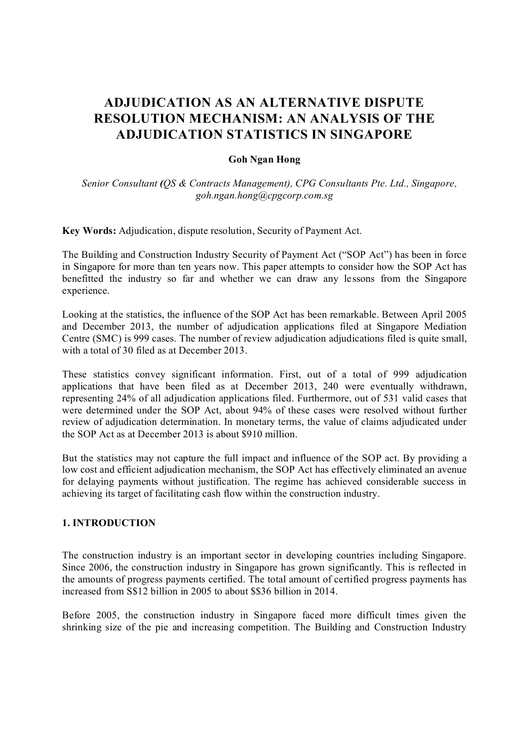# ADJUDICATION AS AN ALTERNATIVE DISPUTE RESOLUTION MECHANISM: AN ANALYSIS OF THE ADJUDICATION STATISTICS IN SINGAPORE

**Goh Ngan Hong**

*Senior Consultant (QS & Contracts Management), CPG Consultants Pte. Ltd., Singapore, goh.ngan.hong@cpgcorp.com.sg*

**Key Words:** Adjudication, dispute resolution, Security of Payment Act.

The Building and Construction Industry Security of Payment Act ("SOP Act") has been in force in Singapore for more than ten years now. This paper attempts to consider how the SOP Act has benefitted the industry so far and whether we can draw any lessons from the Singapore experience.

Looking at the statistics, the influence of the SOP Act has been remarkable. Between April 2005 and December 2013, the number of adjudication applications filed at Singapore Mediation Centre (SMC) is 999 cases. The number of review adjudication adjudications filed is quite small, with a total of 30 filed as at December 2013.

These statistics convey significant information. First, out of a total of 999 adjudication applications that have been filed as at December 2013, 240 were eventually withdrawn, representing 24% of all adjudication applications filed. Furthermore, out of 531 valid cases that were determined under the SOP Act, about 94% of these cases were resolved without further review of adjudication determination. In monetary terms, the value of claims adjudicated under the SOP Act as at December 2013 is about $910 million.

But the statistics may not capture the full impact and influence of the SOP act. By providing a low cost and efficient adjudication mechanism, the SOP Act has effectively eliminated an avenue for delaying payments without justification. The regime has achieved considerable success in achieving its target of facilitating cash flow within the construction industry.

## 1. INTRODUCTION

The construction industry is an important sector in developing countries including Singapore. Since 2006, the construction industry in Singapore has grown significantly. This is reflected in the amounts of progress payments certified. The total amount of certified progress payments has increased from S$12 billion in 2005 to about $S36 billion in 2014.

Before 2005, the construction industry in Singapore faced more difficult times given the shrinking size of the pie and increasing competition. The Building and Construction Industry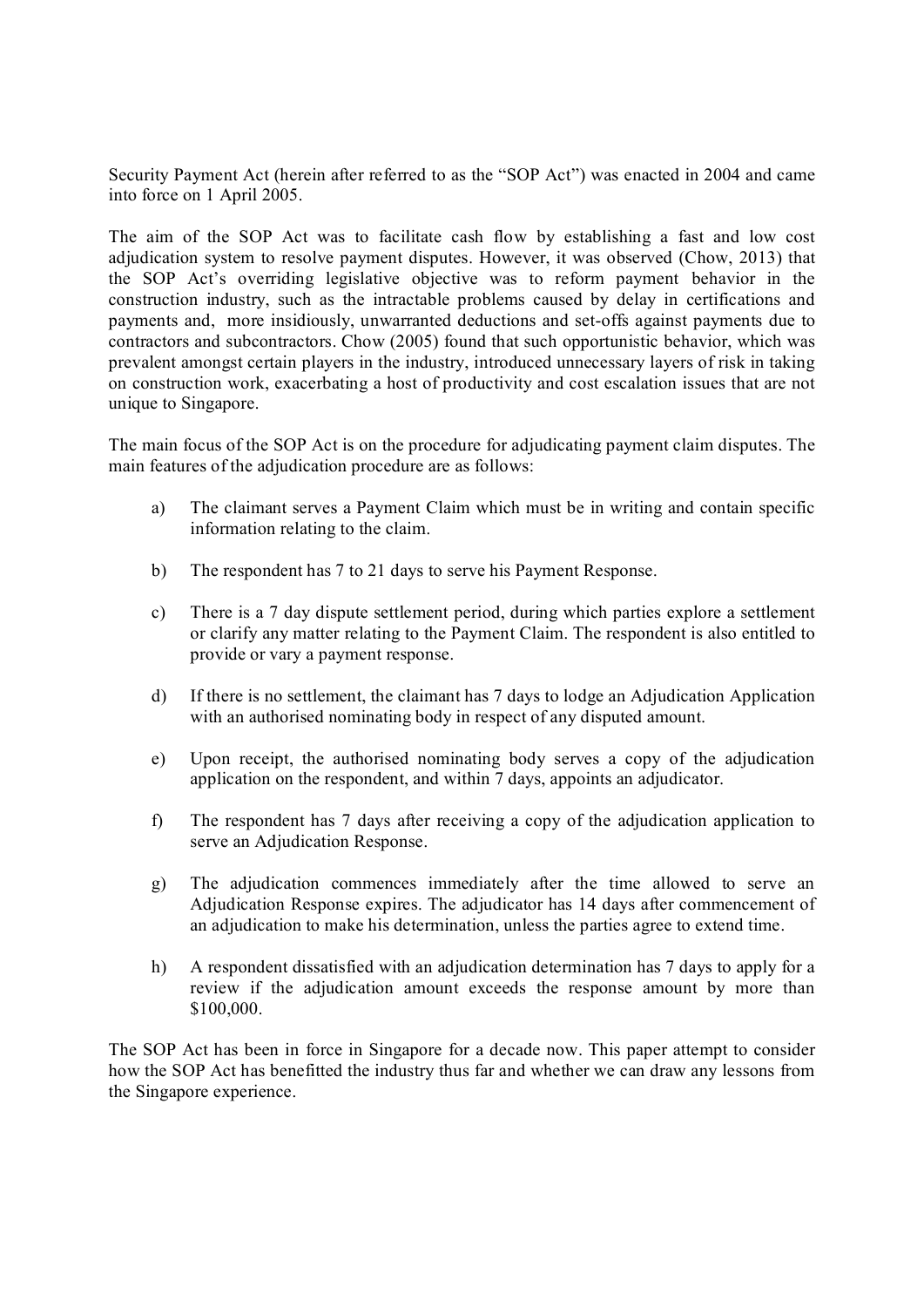Security Payment Act (herein after referred to as the "SOP Act") was enacted in 2004 and came into force on 1 April 2005.

The aim of the SOP Act was to facilitate cash flow by establishing a fast and low cost adjudication system to resolve payment disputes. However, it was observed (Chow, 2013) that the SOP Act's overriding legislative objective was to reform payment behavior in the construction industry, such as the intractable problems caused by delay in certifications and payments and, more insidiously, unwarranted deductions and set-offs against payments due to contractors and subcontractors. Chow (2005) found that such opportunistic behavior, which was prevalent amongst certain players in the industry, introduced unnecessary layers of risk in taking on construction work, exacerbating a host of productivity and cost escalation issues that are not unique to Singapore.

The main focus of the SOP Act is on the procedure for adjudicating payment claim disputes. The main features of the adjudication procedure are as follows:

a) The claimant serves a Payment Claim which must be in writing and contain specific information relating to the claim.

b) The respondent has 7 to 21 days to serve his Payment Response.

c) There is a 7 day dispute settlement period, during which parties explore a settlement or clarify any matter relating to the Payment Claim. The respondent is also entitled to provide or vary a payment response.

d) If there is no settlement, the claimant has 7 days to lodge an Adjudication Application with an authorised nominating body in respect of any disputed amount.

e) Upon receipt, the authorised nominating body serves a copy of the adjudication application on the respondent, and within 7 days, appoints an adjudicator.

f) The respondent has 7 days after receiving a copy of the adjudication application to serve an Adjudication Response.

g) The adjudication commences immediately after the time allowed to serve an Adjudication Response expires. The adjudicator has 14 days after commencement of an adjudication to make his determination, unless the parties agree to extend time.

h) A respondent dissatisfied with an adjudication determination has 7 days to apply for a review if the adjudication amount exceeds the response amount by more than $100,000.

The SOP Act has been in force in Singapore for a decade now. This paper attempt to consider how the SOP Act has benefitted the industry thus far and whether we can draw any lessons from the Singapore experience.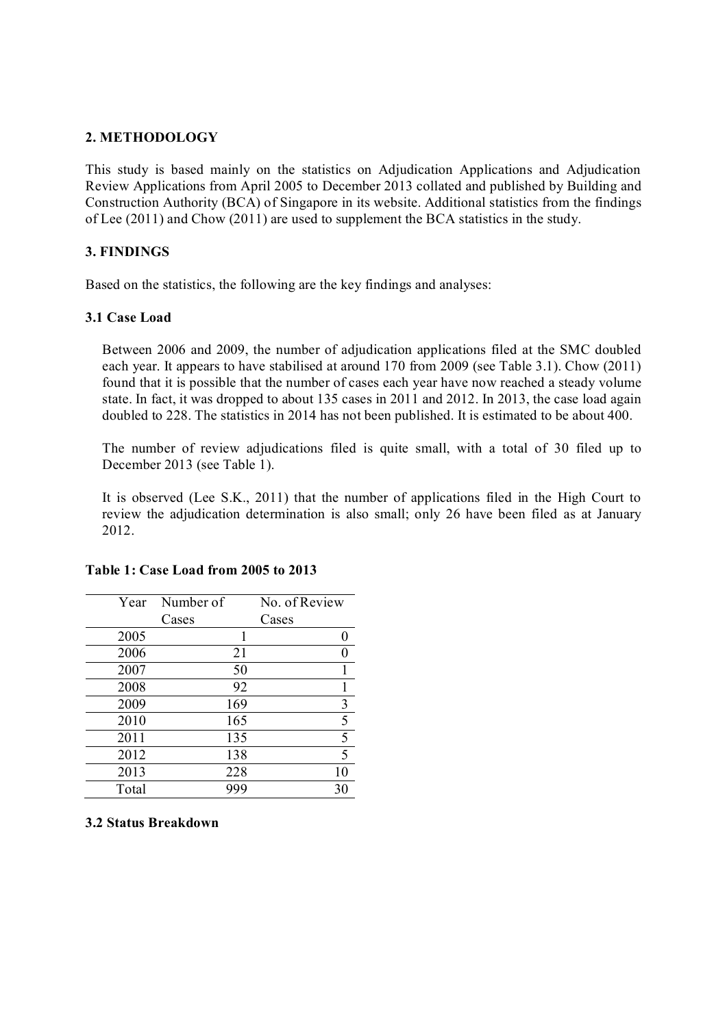## 2. METHODOLOGY

This study is based mainly on the statistics on Adjudication Applications and Adjudication Review Applications from April 2005 to December 2013 collated and published by Building and Construction Authority (BCA) of Singapore in its website. Additional statistics from the findings of Lee (2011) and Chow (2011) are used to supplement the BCA statistics in the study.

## 3. FINDINGS

Based on the statistics, the following are the key findings and analyses:

### 3.1 Case Load

Between 2006 and 2009, the number of adjudication applications filed at the SMC doubled each year. It appears to have stabilised at around 170 from 2009 (see Table 3.1). Chow (2011) found that it is possible that the number of cases each year have now reached a steady volume state. In fact, it was dropped to about 135 cases in 2011 and 2012. In 2013, the case load again doubled to 228. The statistics in 2014 has not been published. It is estimated to be about 400.

The number of review adjudications filed is quite small, with a total of 30 filed up to December 2013 (see Table 1).

It is observed (Lee S.K., 2011) that the number of applications filed in the High Court to review the adjudication determination is also small; only 26 have been filed as at January 2012.

**Table 1: Case Load from 2005 to 2013**

| Year | Number of Cases | No. of Review Cases |
|---|---|---|
| 2005 | 1 | 0 |
| 2006 | 21 | 0 |
| 2007 | 50 | 1 |
| 2008 | 92 | 1 |
| 2009 | 169 | 3 |
| 2010 | 165 | 5 |
| 2011 | 135 | 5 |
| 2012 | 138 | 5 |
| 2013 | 228 | 10 |
| Total | 999 | 30 |

### 3.2 Status Breakdown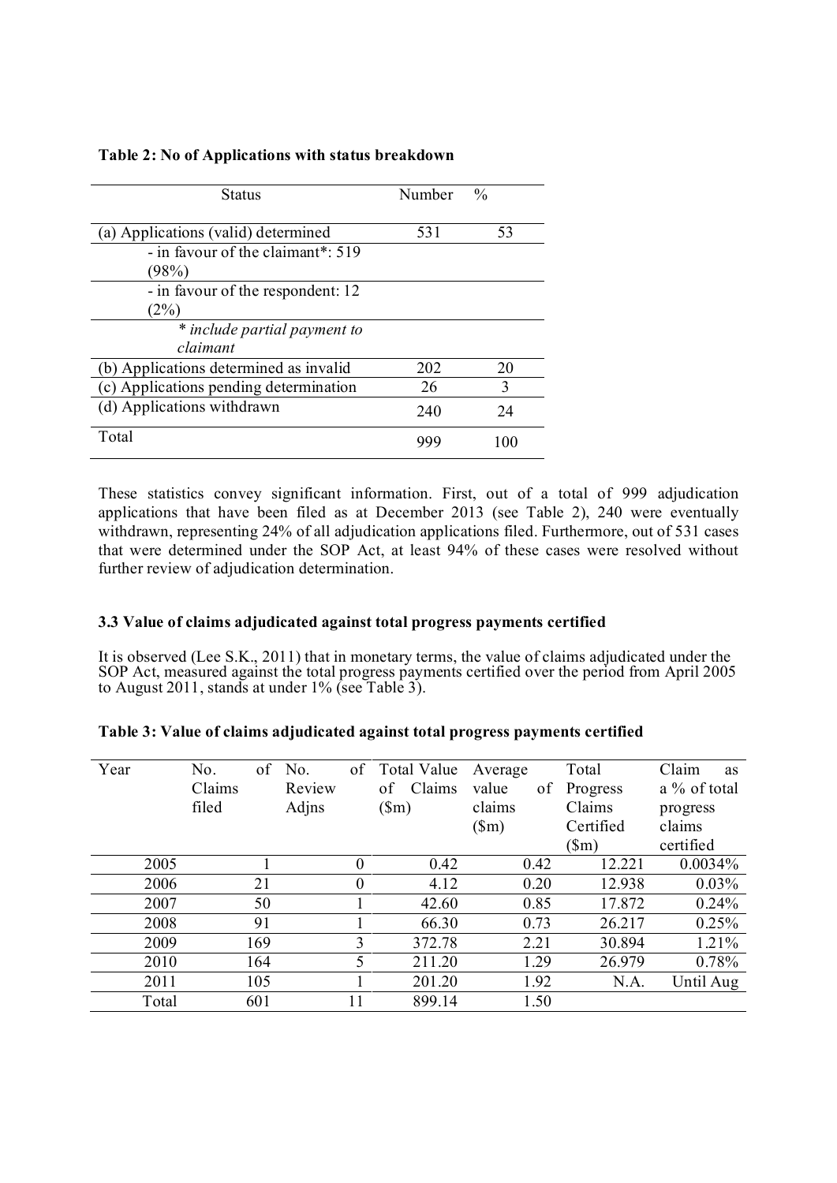**Table 2: No of Applications with status breakdown**

| Status | Number | % |
|---|---|---|
| (a) Applications (valid) determined | 531 | 53 |
| - in favour of the claimant*: 519 (98%) | | |
| - in favour of the respondent: 12 (2%) | | |
| *\* include partial payment to claimant* | | |
| (b) Applications determined as invalid | 202 | 20 |
| (c) Applications pending determination | 26 | 3 |
| (d) Applications withdrawn | 240 | 24 |
| Total | 999 | 100 |

These statistics convey significant information. First, out of a total of 999 adjudication applications that have been filed as at December 2013 (see Table 2), 240 were eventually withdrawn, representing 24% of all adjudication applications filed. Furthermore, out of 531 cases that were determined under the SOP Act, at least 94% of these cases were resolved without further review of adjudication determination.

### 3.3 Value of claims adjudicated against total progress payments certified

It is observed (Lee S.K., 2011) that in monetary terms, the value of claims adjudicated under the SOP Act, measured against the total progress payments certified over the period from April 2005 to August 2011, stands at under 1% (see Table 3).

**Table 3: Value of claims adjudicated against total progress payments certified**

| Year | No. of Claims filed | No. of Review Adjns | Total Value of Claims ($m) | Average value of claims ($m) | Total Progress Claims Certified ($m) | Claim as a % of total progress claims certified |
|---|---|---|---|---|---|---|
| 2005 | 1 | 0 | 0.42 | 0.42 | 12.221 | 0.0034% |
| 2006 | 21 | 0 | 4.12 | 0.20 | 12.938 | 0.03% |
| 2007 | 50 | 1 | 42.60 | 0.85 | 17.872 | 0.24% |
| 2008 | 91 | 1 | 66.30 | 0.73 | 26.217 | 0.25% |
| 2009 | 169 | 3 | 372.78 | 2.21 | 30.894 | 1.21% |
| 2010 | 164 | 5 | 211.20 | 1.29 | 26.979 | 0.78% |
| 2011 | 105 | 1 | 201.20 | 1.92 | N.A. | Until Aug |
| Total | 601 | 11 | 899.14 | 1.50 | | |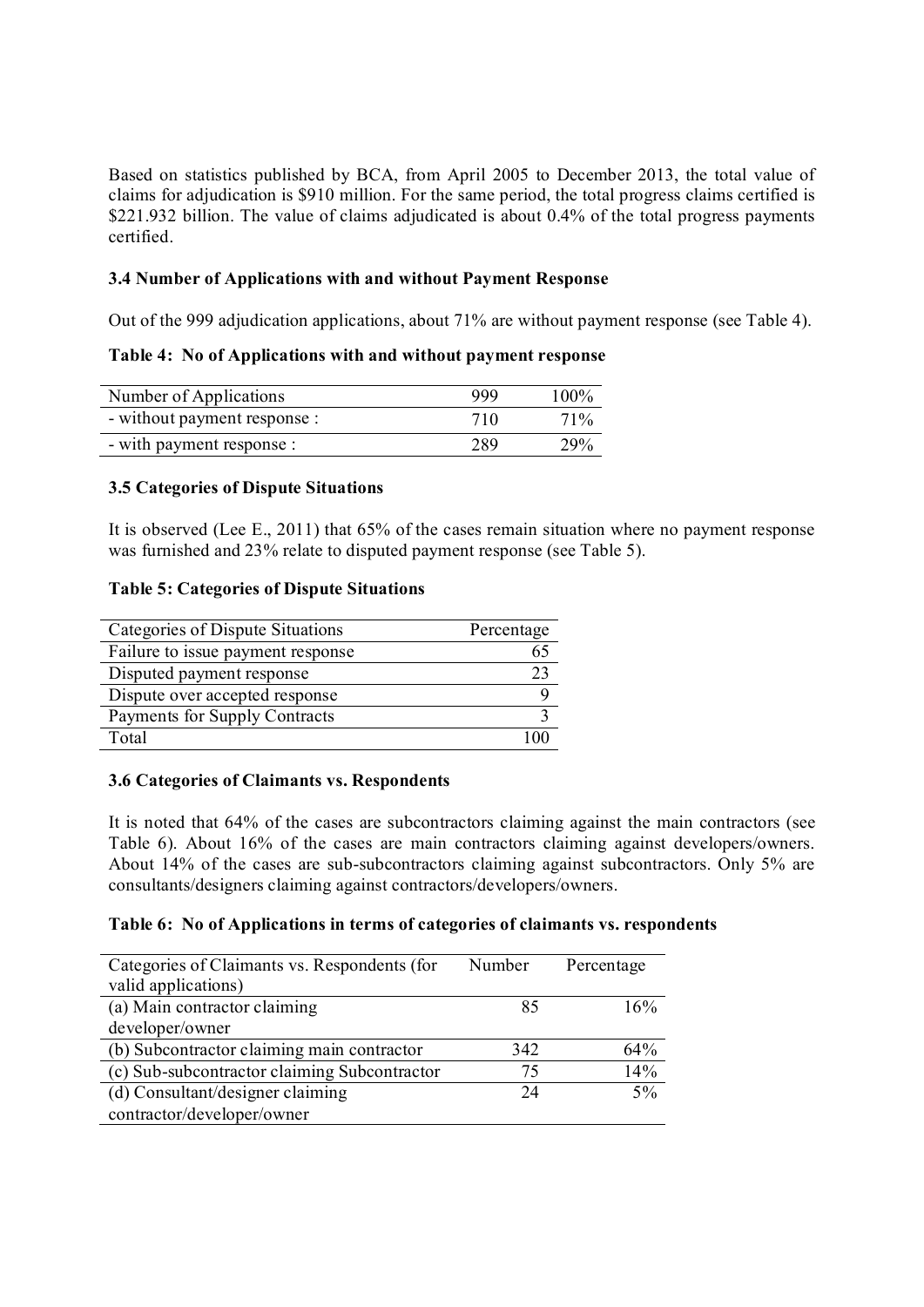Based on statistics published by BCA, from April 2005 to December 2013, the total value of claims for adjudication is $910 million. For the same period, the total progress claims certified is $221.932 billion. The value of claims adjudicated is about 0.4% of the total progress payments certified.

### 3.4 Number of Applications with and without Payment Response

Out of the 999 adjudication applications, about 71% are without payment response (see Table 4).

**Table 4: No of Applications with and without payment response**

| Number of Applications | 999 | 100% |
|---|---|---|
| - without payment response : | 710 | 71% |
| - with payment response : | 289 | 29% |

### 3.5 Categories of Dispute Situations

It is observed (Lee E., 2011) that 65% of the cases remain situation where no payment response was furnished and 23% relate to disputed payment response (see Table 5).

**Table 5: Categories of Dispute Situations**

| Categories of Dispute Situations | Percentage |
|---|---|
| Failure to issue payment response | 65 |
| Disputed payment response | 23 |
| Dispute over accepted response | 9 |
| Payments for Supply Contracts | 3 |
| Total | 100 |

### 3.6 Categories of Claimants vs. Respondents

It is noted that 64% of the cases are subcontractors claiming against the main contractors (see Table 6). About 16% of the cases are main contractors claiming against developers/owners. About 14% of the cases are sub-subcontractors claiming against subcontractors. Only 5% are consultants/designers claiming against contractors/developers/owners.

**Table 6: No of Applications in terms of categories of claimants vs. respondents**

| Categories of Claimants vs. Respondents (for valid applications) | Number | Percentage |
|---|---|---|
| (a) Main contractor claiming developer/owner | 85 | 16% |
| (b) Subcontractor claiming main contractor | 342 | 64% |
| (c) Sub-subcontractor claiming Subcontractor | 75 | 14% |
| (d) Consultant/designer claiming contractor/developer/owner | 24 | 5% |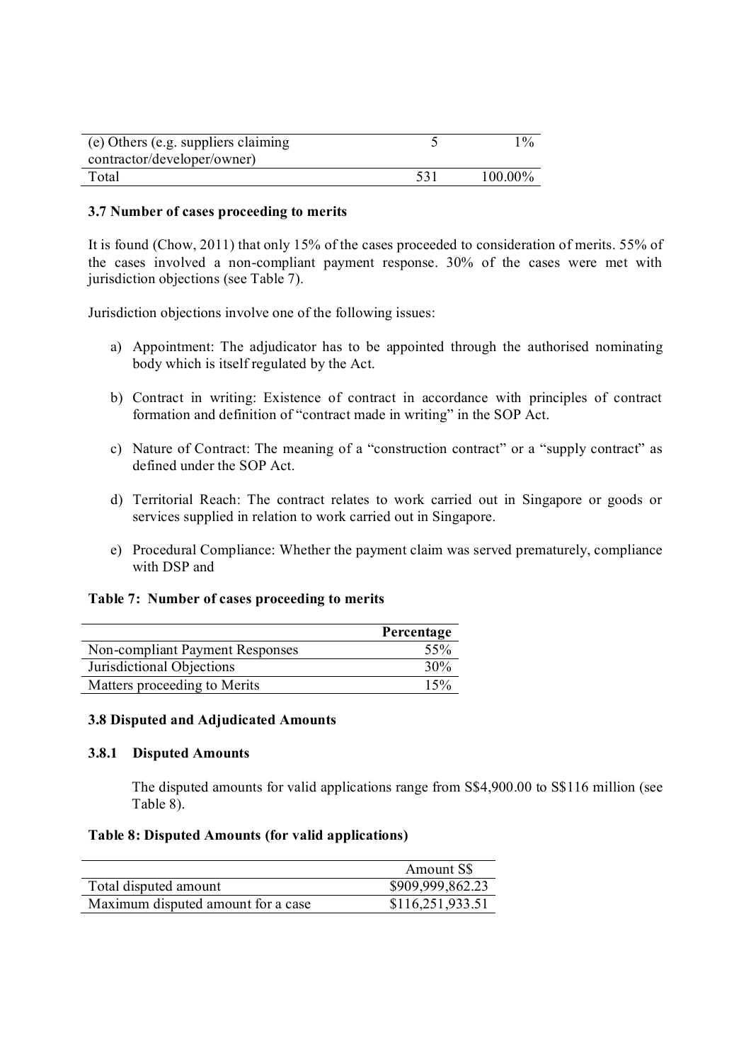| | | |
|---|---|---|
| (e) Others (e.g. suppliers claiming contractor/developer/owner) | 5 | 1% |
| Total | 531 | 100.00% |

### 3.7 Number of cases proceeding to merits

It is found (Chow, 2011) that only 15% of the cases proceeded to consideration of merits. 55% of the cases involved a non-compliant payment response. 30% of the cases were met with jurisdiction objections (see Table 7).

Jurisdiction objections involve one of the following issues:

a) Appointment: The adjudicator has to be appointed through the authorised nominating body which is itself regulated by the Act.

b) Contract in writing: Existence of contract in accordance with principles of contract formation and definition of "contract made in writing" in the SOP Act.

c) Nature of Contract: The meaning of a "construction contract" or a "supply contract" as defined under the SOP Act.

d) Territorial Reach: The contract relates to work carried out in Singapore or goods or services supplied in relation to work carried out in Singapore.

e) Procedural Compliance: Whether the payment claim was served prematurely, compliance with DSP and

**Table 7: Number of cases proceeding to merits**

| | Percentage |
|---|---|
| Non-compliant Payment Responses | 55% |
| Jurisdictional Objections | 30% |
| Matters proceeding to Merits | 15% |

### 3.8 Disputed and Adjudicated Amounts

#### 3.8.1 Disputed Amounts

The disputed amounts for valid applications range from S$4,900.00 to S$116 million (see Table 8).

**Table 8: Disputed Amounts (for valid applications)**

| | Amount S$ |
|---|---|
| Total disputed amount | $909,999,862.23 |
| Maximum disputed amount for a case | $116,251,933.51 |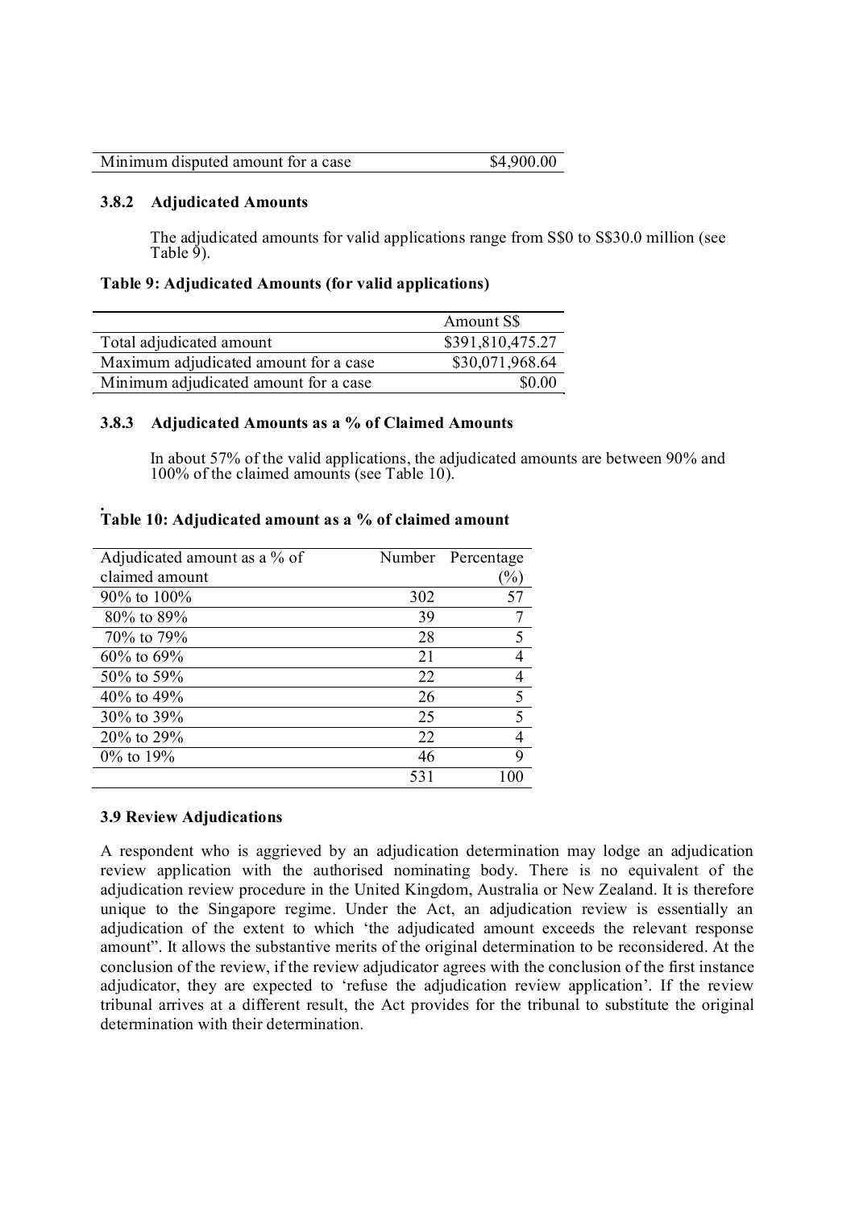| Minimum disputed amount for a case | $4,900.00 |
|---|---|

### 3.8.2 Adjudicated Amounts

The adjudicated amounts for valid applications range from S$0 to S$30.0 million (see Table 9).

**Table 9: Adjudicated Amounts (for valid applications)**

| | Amount S$ |
|---|---|
| Total adjudicated amount | $391,810,475.27 |
| Maximum adjudicated amount for a case | $30,071,968.64 |
| Minimum adjudicated amount for a case | $0.00 |

### 3.8.3 Adjudicated Amounts as a % of Claimed Amounts

In about 57% of the valid applications, the adjudicated amounts are between 90% and 100% of the claimed amounts (see Table 10).

**Table 10: Adjudicated amount as a % of claimed amount**

| Adjudicated amount as a % of claimed amount | Number | Percentage (%) |
|---|---|---|
| 90% to 100% | 302 | 57 |
| 80% to 89% | 39 | 7 |
| 70% to 79% | 28 | 5 |
| 60% to 69% | 21 | 4 |
| 50% to 59% | 22 | 4 |
| 40% to 49% | 26 | 5 |
| 30% to 39% | 25 | 5 |
| 20% to 29% | 22 | 4 |
| 0% to 19% | 46 | 9 |
| | 531 | 100 |

### 3.9 Review Adjudications

A respondent who is aggrieved by an adjudication determination may lodge an adjudication review application with the authorised nominating body. There is no equivalent of the adjudication review procedure in the United Kingdom, Australia or New Zealand. It is therefore unique to the Singapore regime. Under the Act, an adjudication review is essentially an adjudication of the extent to which 'the adjudicated amount exceeds the relevant response amount". It allows the substantive merits of the original determination to be reconsidered. At the conclusion of the review, if the review adjudicator agrees with the conclusion of the first instance adjudicator, they are expected to 'refuse the adjudication review application'. If the review tribunal arrives at a different result, the Act provides for the tribunal to substitute the original determination with their determination.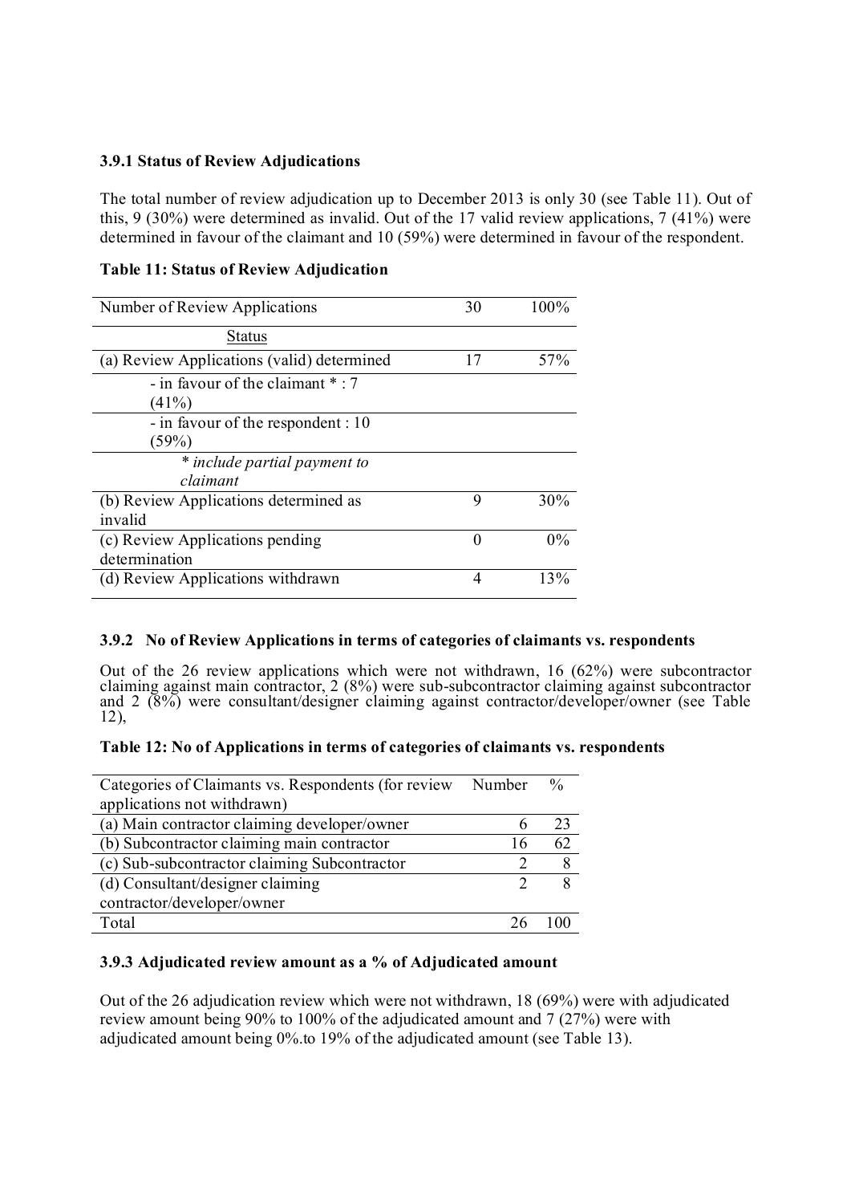### 3.9.1 Status of Review Adjudications

The total number of review adjudication up to December 2013 is only 30 (see Table 11). Out of this, 9 (30%) were determined as invalid. Out of the 17 valid review applications, 7 (41%) were determined in favour of the claimant and 10 (59%) were determined in favour of the respondent.

**Table 11: Status of Review Adjudication**

| Number of Review Applications | 30 | 100% |
|---|---|---|
| Status | | |
| (a) Review Applications (valid) determined | 17 | 57% |
| - in favour of the claimant * : 7 (41%) | | |
| - in favour of the respondent : 10 (59%) | | |
| *\* include partial payment to claimant* | | |
| (b) Review Applications determined as invalid | 9 | 30% |
| (c) Review Applications pending determination | 0 | 0% |
| (d) Review Applications withdrawn | 4 | 13% |

### 3.9.2 No of Review Applications in terms of categories of claimants vs. respondents

Out of the 26 review applications which were not withdrawn, 16 (62%) were subcontractor claiming against main contractor, 2 (8%) were sub-subcontractor claiming against subcontractor and 2 (8%) were consultant/designer claiming against contractor/developer/owner (see Table 12),

**Table 12: No of Applications in terms of categories of claimants vs. respondents**

| Categories of Claimants vs. Respondents (for review applications not withdrawn) | Number | % |
|---|---|---|
| (a) Main contractor claiming developer/owner | 6 | 23 |
| (b) Subcontractor claiming main contractor | 16 | 62 |
| (c) Sub-subcontractor claiming Subcontractor | 2 | 8 |
| (d) Consultant/designer claiming contractor/developer/owner | 2 | 8 |
| Total | 26 | 100 |

### 3.9.3 Adjudicated review amount as a % of Adjudicated amount

Out of the 26 adjudication review which were not withdrawn, 18 (69%) were with adjudicated review amount being 90% to 100% of the adjudicated amount and 7 (27%) were with adjudicated amount being 0%.to 19% of the adjudicated amount (see Table 13).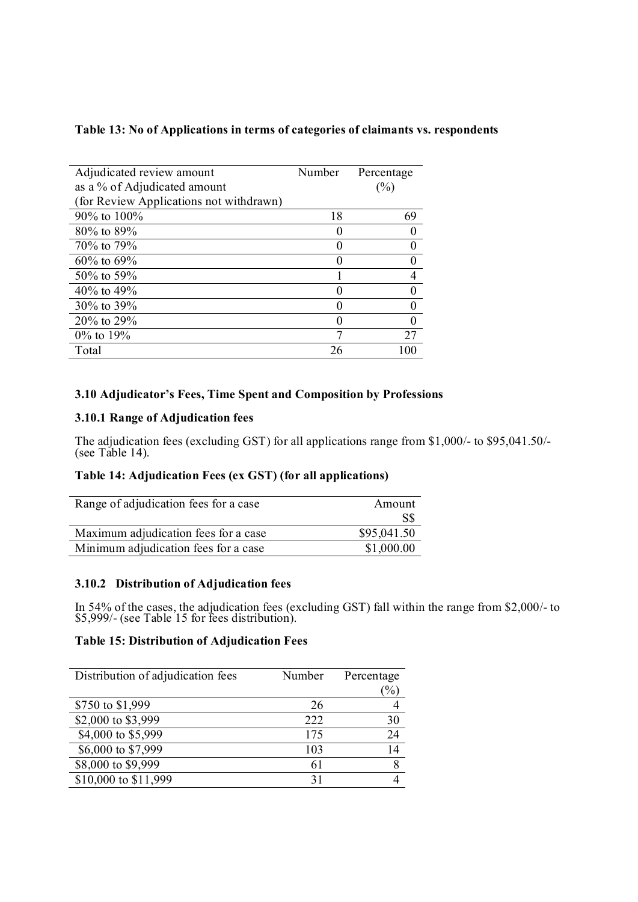**Table 13: No of Applications in terms of categories of claimants vs. respondents**

| Adjudicated review amount as a % of Adjudicated amount (for Review Applications not withdrawn) | Number | Percentage (%) |
|---|---|---|
| 90% to 100% | 18 | 69 |
| 80% to 89% | 0 | 0 |
| 70% to 79% | 0 | 0 |
| 60% to 69% | 0 | 0 |
| 50% to 59% | 1 | 4 |
| 40% to 49% | 0 | 0 |
| 30% to 39% | 0 | 0 |
| 20% to 29% | 0 | 0 |
| 0% to 19% | 7 | 27 |
| Total | 26 | 100 |

### 3.10 Adjudicator's Fees, Time Spent and Composition by Professions

#### 3.10.1 Range of Adjudication fees

The adjudication fees (excluding GST) for all applications range from $1,000/- to $95,041.50/- (see Table 14).

**Table 14: Adjudication Fees (ex GST) (for all applications)**

| Range of adjudication fees for a case | Amount S$ |
|---|---|
| Maximum adjudication fees for a case | $95,041.50 |
| Minimum adjudication fees for a case | $1,000.00 |

#### 3.10.2 Distribution of Adjudication fees

In 54% of the cases, the adjudication fees (excluding GST) fall within the range from $2,000/- to $5,999/- (see Table 15 for fees distribution).

**Table 15: Distribution of Adjudication Fees**

| Distribution of adjudication fees | Number | Percentage (%) |
|---|---|---|
| $750 to $1,999 | 26 | 4 |
| $2,000 to $3,999 | 222 | 30 |
| $4,000 to $5,999 | 175 | 24 |
| $6,000 to $7,999 | 103 | 14 |
| $8,000 to $9,999 | 61 | 8 |
| $10,000 to $11,999 | 31 | 4 |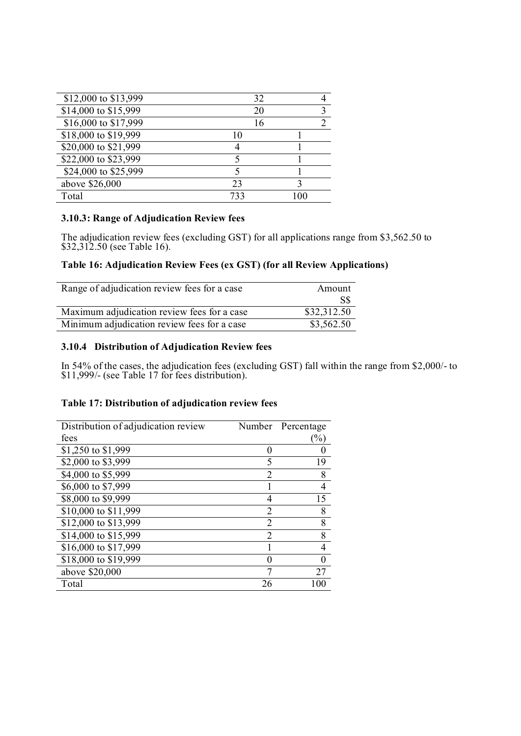| | | |
|---|---|---|
| $12,000 to $13,999 | 32 | 4 |
| $14,000 to $15,999 | 20 | 3 |
| $16,000 to $17,999 | 16 | 2 |
| $18,000 to $19,999 | 10 | 1 |
| $20,000 to $21,999 | 4 | 1 |
| $22,000 to $23,999 | 5 | 1 |
| $24,000 to $25,999 | 5 | 1 |
| above $26,000 | 23 | 3 |
| Total | 733 | 100 |

### 3.10.3: Range of Adjudication Review fees

The adjudication review fees (excluding GST) for all applications range from $3,562.50 to $32,312.50 (see Table 16).

**Table 16: Adjudication Review Fees (ex GST) (for all Review Applications)**

| Range of adjudication review fees for a case | Amount S$ |
|---|---|
| Maximum adjudication review fees for a case | $32,312.50 |
| Minimum adjudication review fees for a case | $3,562.50 |

### 3.10.4 Distribution of Adjudication Review fees

In 54% of the cases, the adjudication fees (excluding GST) fall within the range from $2,000/- to $11,999/- (see Table 17 for fees distribution).

**Table 17: Distribution of adjudication review fees**

| Distribution of adjudication review fees | Number | Percentage (%) |
|---|---|---|
| $1,250 to $1,999 | 0 | 0 |
| $2,000 to $3,999 | 5 | 19 |
| $4,000 to $5,999 | 2 | 8 |
| $6,000 to $7,999 | 1 | 4 |
| $8,000 to $9,999 | 4 | 15 |
| $10,000 to $11,999 | 2 | 8 |
| $12,000 to $13,999 | 2 | 8 |
| $14,000 to $15,999 | 2 | 8 |
| $16,000 to $17,999 | 1 | 4 |
| $18,000 to $19,999 | 0 | 0 |
| above $20,000 | 7 | 27 |
| Total | 26 | 100 |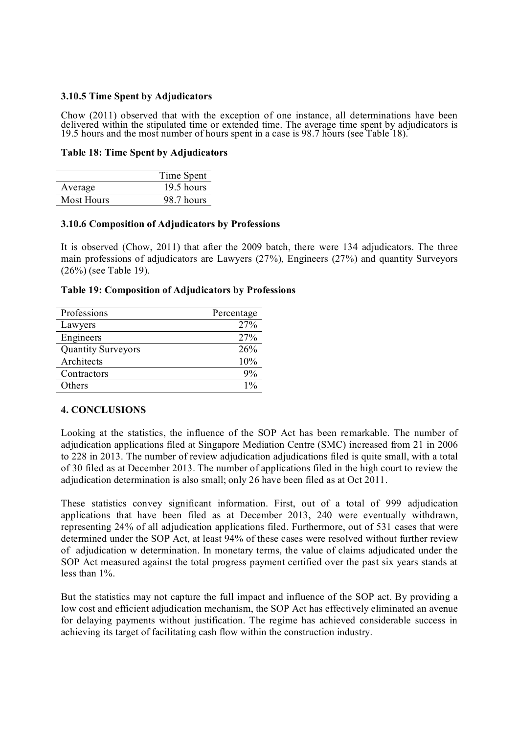### 3.10.5 Time Spent by Adjudicators

Chow (2011) observed that with the exception of one instance, all determinations have been delivered within the stipulated time or extended time. The average time spent by adjudicators is 19.5 hours and the most number of hours spent in a case is 98.7 hours (see Table 18).

**Table 18: Time Spent by Adjudicators**

| | Time Spent |
|---|---:|
| Average | 19.5 hours |
| Most Hours | 98.7 hours |

### 3.10.6 Composition of Adjudicators by Professions

It is observed (Chow, 2011) that after the 2009 batch, there were 134 adjudicators. The three main professions of adjudicators are Lawyers (27%), Engineers (27%) and quantity Surveyors (26%) (see Table 19).

**Table 19: Composition of Adjudicators by Professions**

| Professions | Percentage |
|---|---:|
| Lawyers | 27% |
| Engineers | 27% |
| Quantity Surveyors | 26% |
| Architects | 10% |
| Contractors | 9% |
| Others | 1% |

## 4. CONCLUSIONS

Looking at the statistics, the influence of the SOP Act has been remarkable. The number of adjudication applications filed at Singapore Mediation Centre (SMC) increased from 21 in 2006 to 228 in 2013. The number of review adjudication adjudications filed is quite small, with a total of 30 filed as at December 2013. The number of applications filed in the high court to review the adjudication determination is also small; only 26 have been filed as at Oct 2011.

These statistics convey significant information. First, out of a total of 999 adjudication applications that have been filed as at December 2013, 240 were eventually withdrawn, representing 24% of all adjudication applications filed. Furthermore, out of 531 cases that were determined under the SOP Act, at least 94% of these cases were resolved without further review of adjudication w determination. In monetary terms, the value of claims adjudicated under the SOP Act measured against the total progress payment certified over the past six years stands at less than 1%.

But the statistics may not capture the full impact and influence of the SOP act. By providing a low cost and efficient adjudication mechanism, the SOP Act has effectively eliminated an avenue for delaying payments without justification. The regime has achieved considerable success in achieving its target of facilitating cash flow within the construction industry.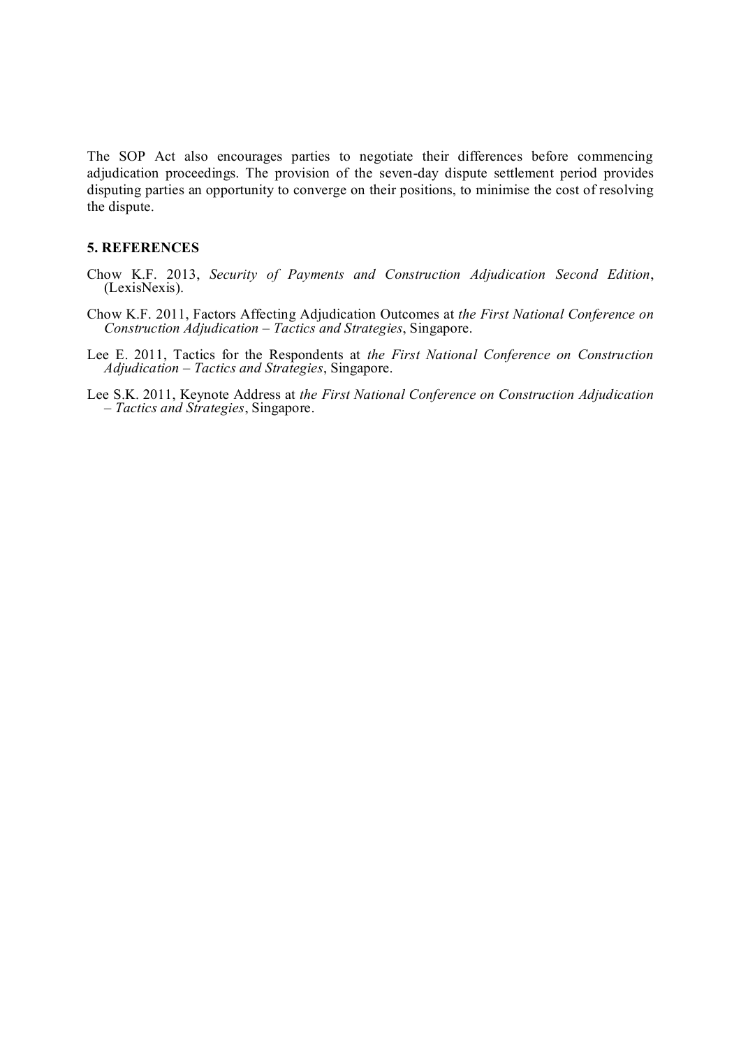The SOP Act also encourages parties to negotiate their differences before commencing adjudication proceedings. The provision of the seven-day dispute settlement period provides disputing parties an opportunity to converge on their positions, to minimise the cost of resolving the dispute.

## 5. REFERENCES

Chow K.F. 2013, *Security of Payments and Construction Adjudication Second Edition*, (LexisNexis).

Chow K.F. 2011, Factors Affecting Adjudication Outcomes at *the First National Conference on Construction Adjudication – Tactics and Strategies*, Singapore.

Lee E. 2011, Tactics for the Respondents at *the First National Conference on Construction Adjudication – Tactics and Strategies*, Singapore.

Lee S.K. 2011, Keynote Address at *the First National Conference on Construction Adjudication – Tactics and Strategies*, Singapore.